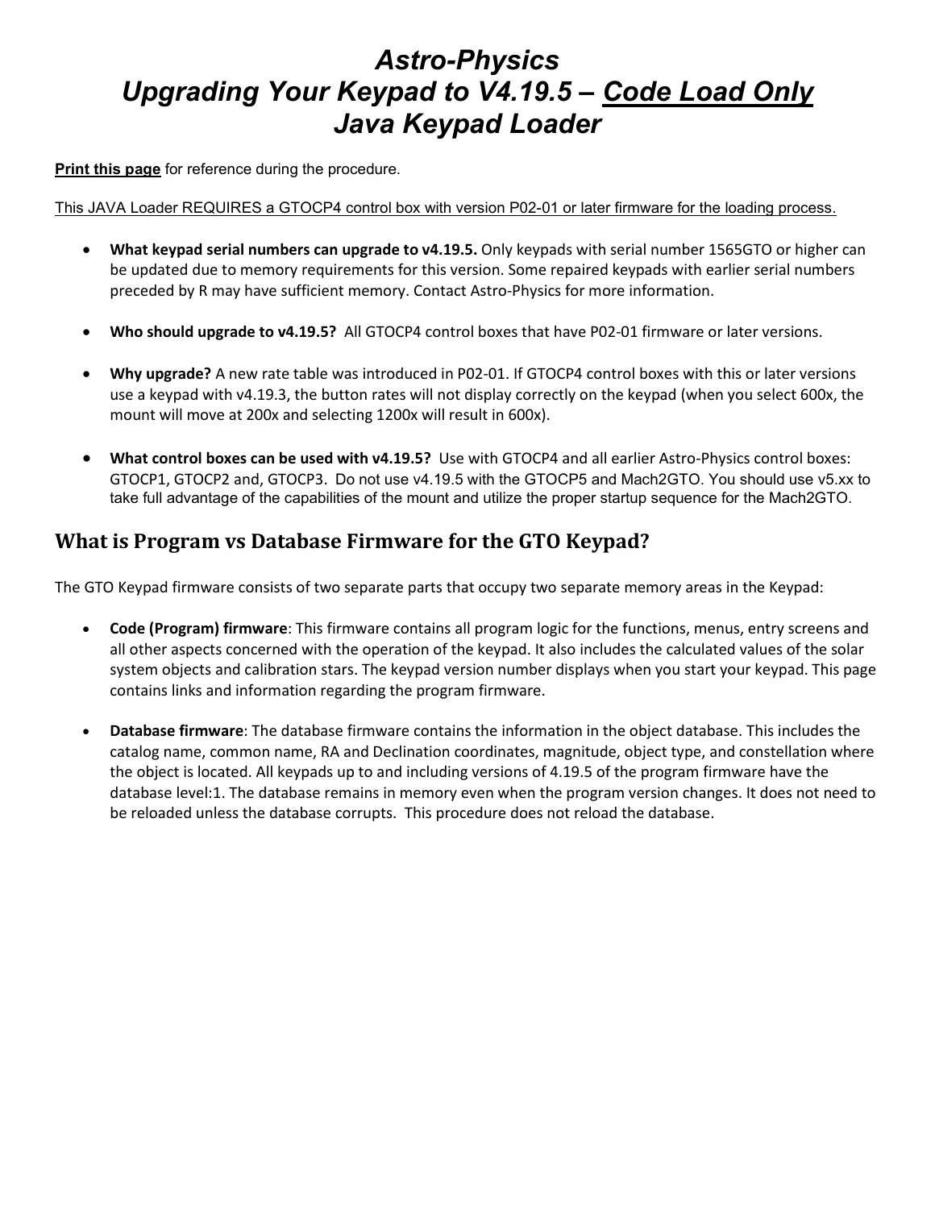# *Astro-Physics*
# *Upgrading Your Keypad to V4.19.5 – Code Load Only*
# *Java Keypad Loader*

**Print this page** for reference during the procedure.

This JAVA Loader REQUIRES a GTOCP4 control box with version P02-01 or later firmware for the loading process.

- **What keypad serial numbers can upgrade to v4.19.5.** Only keypads with serial number 1565GTO or higher can be updated due to memory requirements for this version. Some repaired keypads with earlier serial numbers preceded by R may have sufficient memory. Contact Astro-Physics for more information.

- **Who should upgrade to v4.19.5?** All GTOCP4 control boxes that have P02-01 firmware or later versions.

- **Why upgrade?** A new rate table was introduced in P02-01. If GTOCP4 control boxes with this or later versions use a keypad with v4.19.3, the button rates will not display correctly on the keypad (when you select 600x, the mount will move at 200x and selecting 1200x will result in 600x).

- **What control boxes can be used with v4.19.5?** Use with GTOCP4 and all earlier Astro-Physics control boxes: GTOCP1, GTOCP2 and, GTOCP3. Do not use v4.19.5 with the GTOCP5 and Mach2GTO. You should use v5.xx to take full advantage of the capabilities of the mount and utilize the proper startup sequence for the Mach2GTO.

## What is Program vs Database Firmware for the GTO Keypad?

The GTO Keypad firmware consists of two separate parts that occupy two separate memory areas in the Keypad:

- **Code (Program) firmware**: This firmware contains all program logic for the functions, menus, entry screens and all other aspects concerned with the operation of the keypad. It also includes the calculated values of the solar system objects and calibration stars. The keypad version number displays when you start your keypad. This page contains links and information regarding the program firmware.

- **Database firmware**: The database firmware contains the information in the object database. This includes the catalog name, common name, RA and Declination coordinates, magnitude, object type, and constellation where the object is located. All keypads up to and including versions of 4.19.5 of the program firmware have the database level:1. The database remains in memory even when the program version changes. It does not need to be reloaded unless the database corrupts. This procedure does not reload the database.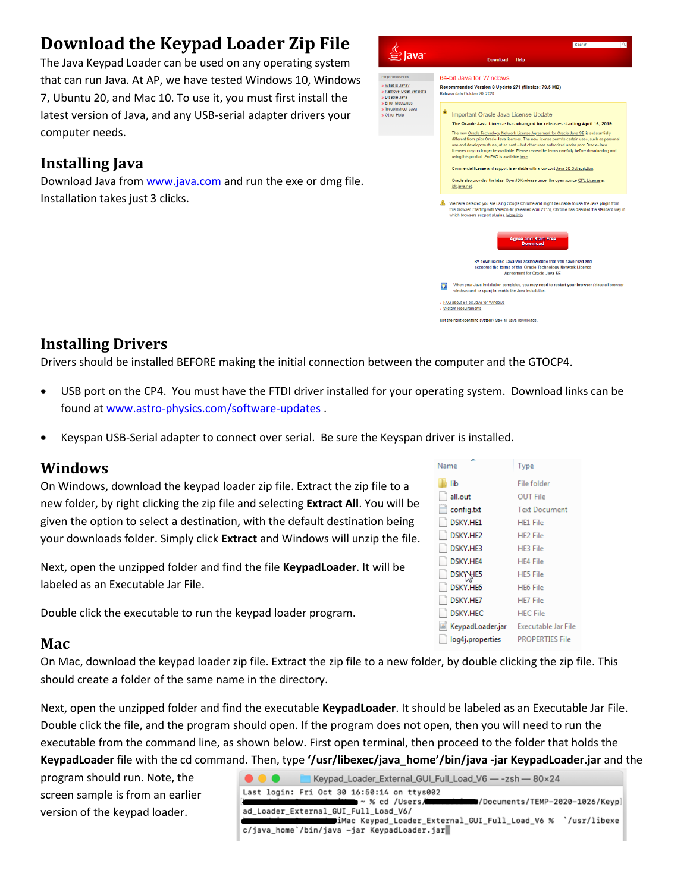## Download the Keypad Loader Zip File

The Java Keypad Loader can be used on any operating system that can run Java. At AP, we have tested Windows 10, Windows 7, Ubuntu 20, and Mac 10. To use it, you must first install the latest version of Java, and any USB-serial adapter drivers your computer needs.

## Installing Java

Download Java from www.java.com and run the exe or dmg file. Installation takes just 3 clicks.

## Installing Drivers

Drivers should be installed BEFORE making the initial connection between the computer and the GTOCP4.

- USB port on the CP4. You must have the FTDI driver installed for your operating system. Download links can be found at www.astro-physics.com/software-updates .
- Keyspan USB-Serial adapter to connect over serial. Be sure the Keyspan driver is installed.

## Windows

On Windows, download the keypad loader zip file. Extract the zip file to a new folder, by right clicking the zip file and selecting **Extract All**. You will be given the option to select a destination, with the default destination being your downloads folder. Simply click **Extract** and Windows will unzip the file.

Next, open the unzipped folder and find the file **KeypadLoader**. It will be labeled as an Executable Jar File.

Double click the executable to run the keypad loader program.

| Name | Type |
|---|---|
| lib | File folder |
| all.out | OUT File |
| config.txt | Text Document |
| DSKY.HE1 | HE1 File |
| DSKY.HE2 | HE2 File |
| DSKY.HE3 | HE3 File |
| DSKY.HE4 | HE4 File |
| DSKY.HE5 | HE5 File |
| DSKY.HE6 | HE6 File |
| DSKY.HE7 | HE7 File |
| DSKY.HEC | HEC File |
| KeypadLoader.jar | Executable Jar File |
| log4j.properties | PROPERTIES File |

## Mac

On Mac, download the keypad loader zip file. Extract the zip file to a new folder, by double clicking the zip file. This should create a folder of the same name in the directory.

Next, open the unzipped folder and find the executable **KeypadLoader**. It should be labeled as an Executable Jar File. Double click the file, and the program should open. If the program does not open, then you will need to run the executable from the command line, as shown below. First open terminal, then proceed to the folder that holds the **KeypadLoader** file with the cd command. Then, type **'/usr/libexec/java_home'/bin/java -jar KeypadLoader.jar** and the program should run. Note, the screen sample is from an earlier version of the keypad loader.

```
Last login: Fri Oct 30 16:50:14 on ttys002
~ % cd /Users/          /Documents/TEMP-2020-1026/Keypad_Loader_External_GUI_Full_Load_V6/
iMac Keypad_Loader_External_GUI_Full_Load_V6 %  `/usr/libexec/java_home`/bin/java -jar KeypadLoader.jar
```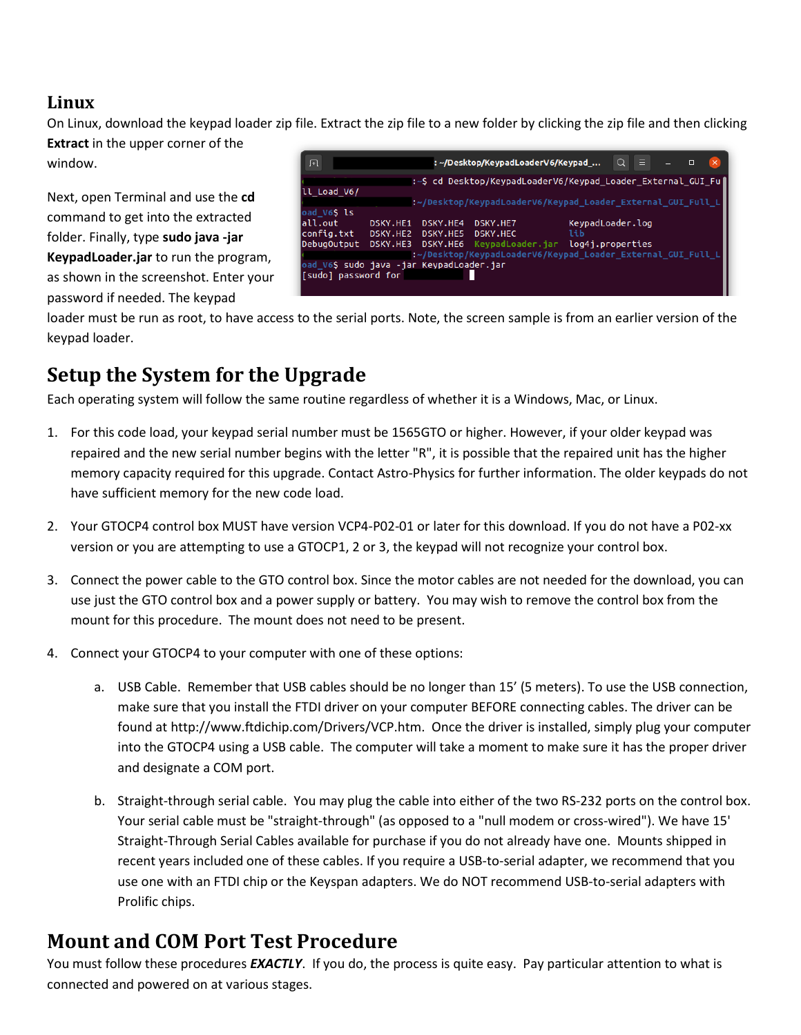## Linux

On Linux, download the keypad loader zip file. Extract the zip file to a new folder by clicking the zip file and then clicking **Extract** in the upper corner of the window.

Next, open Terminal and use the **cd** command to get into the extracted folder. Finally, type **sudo java -jar KeypadLoader.jar** to run the program, as shown in the screenshot. Enter your password if needed. The keypad loader must be run as root, to have access to the serial ports. Note, the screen sample is from an earlier version of the keypad loader.

```
:~/Desktop/KeypadLoaderV6/Keypad_...
:~$ cd Desktop/KeypadLoaderV6/Keypad_Loader_External_GUI_Full_Load_V6/
:~/Desktop/KeypadLoaderV6/Keypad_Loader_External_GUI_Full_Load_V6$ ls
all.out      DSKY.HE1  DSKY.HE4  DSKY.HE7          KeypadLoader.log
config.txt   DSKY.HE2  DSKY.HE5  DSKY.HEC          lib
DebugOutput  DSKY.HE3  DSKY.HE6  KeypadLoader.jar  log4j.properties
:~/Desktop/KeypadLoaderV6/Keypad_Loader_External_GUI_Full_Load_V6$ sudo java -jar KeypadLoader.jar
[sudo] password for
```

# Setup the System for the Upgrade

Each operating system will follow the same routine regardless of whether it is a Windows, Mac, or Linux.

1. For this code load, your keypad serial number must be 1565GTO or higher. However, if your older keypad was repaired and the new serial number begins with the letter "R", it is possible that the repaired unit has the higher memory capacity required for this upgrade. Contact Astro-Physics for further information. The older keypads do not have sufficient memory for the new code load.

2. Your GTOCP4 control box MUST have version VCP4-P02-01 or later for this download. If you do not have a P02-xx version or you are attempting to use a GTOCP1, 2 or 3, the keypad will not recognize your control box.

3. Connect the power cable to the GTO control box. Since the motor cables are not needed for the download, you can use just the GTO control box and a power supply or battery. You may wish to remove the control box from the mount for this procedure. The mount does not need to be present.

4. Connect your GTOCP4 to your computer with one of these options:

   a. USB Cable. Remember that USB cables should be no longer than 15' (5 meters). To use the USB connection, make sure that you install the FTDI driver on your computer BEFORE connecting cables. The driver can be found at http://www.ftdichip.com/Drivers/VCP.htm. Once the driver is installed, simply plug your computer into the GTOCP4 using a USB cable. The computer will take a moment to make sure it has the proper driver and designate a COM port.

   b. Straight-through serial cable. You may plug the cable into either of the two RS-232 ports on the control box. Your serial cable must be "straight-through" (as opposed to a "null modem or cross-wired"). We have 15' Straight-Through Serial Cables available for purchase if you do not already have one. Mounts shipped in recent years included one of these cables. If you require a USB-to-serial adapter, we recommend that you use one with an FTDI chip or the Keyspan adapters. We do NOT recommend USB-to-serial adapters with Prolific chips.

# Mount and COM Port Test Procedure

You must follow these procedures ***EXACTLY***. If you do, the process is quite easy. Pay particular attention to what is connected and powered on at various stages.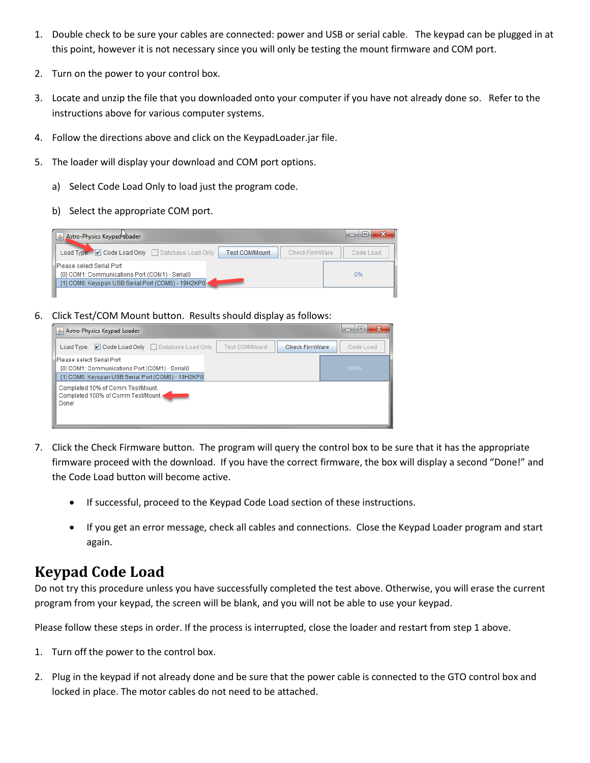1. Double check to be sure your cables are connected: power and USB or serial cable. The keypad can be plugged in at this point, however it is not necessary since you will only be testing the mount firmware and COM port.

2. Turn on the power to your control box.

3. Locate and unzip the file that you downloaded onto your computer if you have not already done so. Refer to the instructions above for various computer systems.

4. Follow the directions above and click on the KeypadLoader.jar file.

5. The loader will display your download and COM port options.

   a) Select Code Load Only to load just the program code.

   b) Select the appropriate COM port.

6. Click Test/COM Mount button. Results should display as follows:

7. Click the Check Firmware button. The program will query the control box to be sure that it has the appropriate firmware proceed with the download. If you have the correct firmware, the box will display a second "Done!" and the Code Load button will become active.

   - If successful, proceed to the Keypad Code Load section of these instructions.
   - If you get an error message, check all cables and connections. Close the Keypad Loader program and start again.

## Keypad Code Load

Do not try this procedure unless you have successfully completed the test above. Otherwise, you will erase the current program from your keypad, the screen will be blank, and you will not be able to use your keypad.

Please follow these steps in order. If the process is interrupted, close the loader and restart from step 1 above.

1. Turn off the power to the control box.

2. Plug in the keypad if not already done and be sure that the power cable is connected to the GTO control box and locked in place. The motor cables do not need to be attached.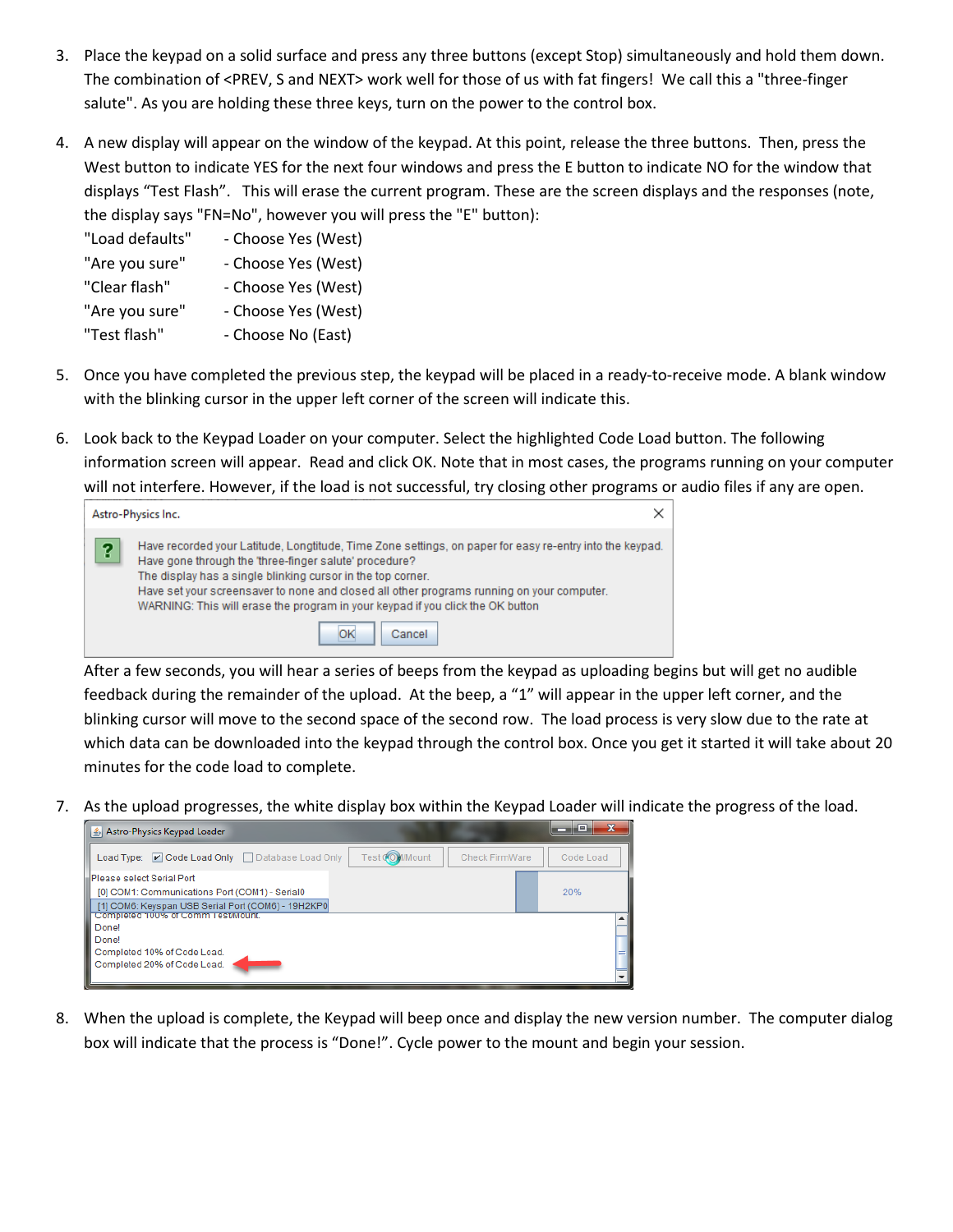3. Place the keypad on a solid surface and press any three buttons (except Stop) simultaneously and hold them down. The combination of <PREV, S and NEXT> work well for those of us with fat fingers! We call this a "three-finger salute". As you are holding these three keys, turn on the power to the control box.

4. A new display will appear on the window of the keypad. At this point, release the three buttons. Then, press the West button to indicate YES for the next four windows and press the E button to indicate NO for the window that displays "Test Flash". This will erase the current program. These are the screen displays and the responses (note, the display says "FN=No", however you will press the "E" button):

   | | |
   |---|---|
   | "Load defaults" | - Choose Yes (West) |
   | "Are you sure" | - Choose Yes (West) |
   | "Clear flash" | - Choose Yes (West) |
   | "Are you sure" | - Choose Yes (West) |
   | "Test flash" | - Choose No (East) |

5. Once you have completed the previous step, the keypad will be placed in a ready-to-receive mode. A blank window with the blinking cursor in the upper left corner of the screen will indicate this.

6. Look back to the Keypad Loader on your computer. Select the highlighted Code Load button. The following information screen will appear. Read and click OK. Note that in most cases, the programs running on your computer will not interfere. However, if the load is not successful, try closing other programs or audio files if any are open.

   Astro-Physics Inc.

   Have recorded your Latitude, Longtitude, Time Zone settings, on paper for easy re-entry into the keypad.
   Have gone through the 'three-finger salute' procedure?
   The display has a single blinking cursor in the top corner.
   Have set your screensaver to none and closed all other programs running on your computer.
   WARNING: This will erase the program in your keypad if you click the OK button

   OK    Cancel

   After a few seconds, you will hear a series of beeps from the keypad as uploading begins but will get no audible feedback during the remainder of the upload. At the beep, a "1" will appear in the upper left corner, and the blinking cursor will move to the second space of the second row. The load process is very slow due to the rate at which data can be downloaded into the keypad through the control box. Once you get it started it will take about 20 minutes for the code load to complete.

7. As the upload progresses, the white display box within the Keypad Loader will indicate the progress of the load.

   Astro-Physics Keypad Loader

   Load Type: Code Load Only | Database Load Only | Test ComMount | Check FirmWare | Code Load

   Please select Serial Port
   [0] COM1: Communications Port (COM1) - Serial0
   [1] COM6: Keyspan USB Serial Port (COM6) - 19H2KP0

   20%

   Completed 100% of Comm TestMount.
   Done!
   Done!
   Completed 10% of Code Load.
   Completed 20% of Code Load.

8. When the upload is complete, the Keypad will beep once and display the new version number. The computer dialog box will indicate that the process is "Done!". Cycle power to the mount and begin your session.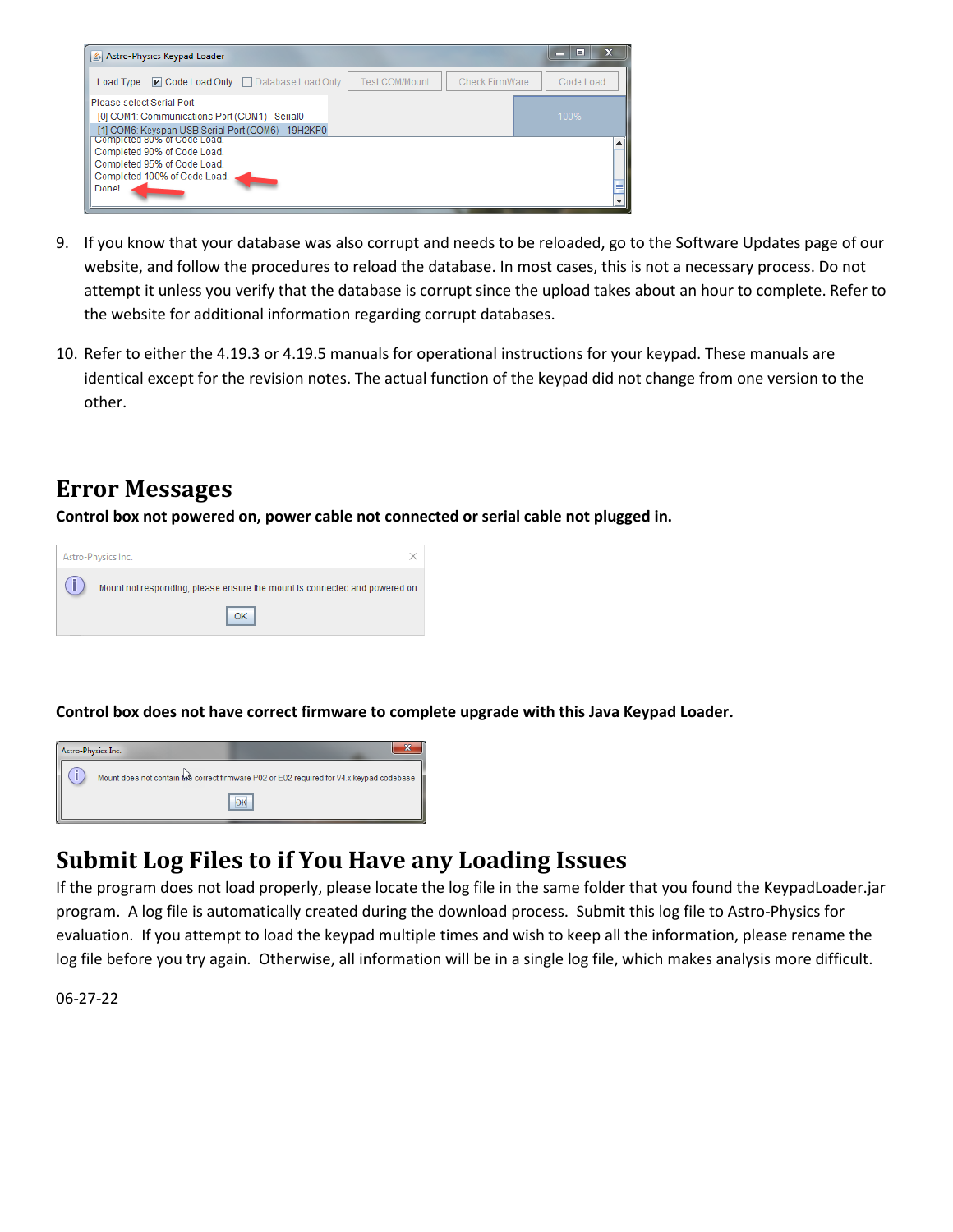9. If you know that your database was also corrupt and needs to be reloaded, go to the Software Updates page of our website, and follow the procedures to reload the database. In most cases, this is not a necessary process. Do not attempt it unless you verify that the database is corrupt since the upload takes about an hour to complete. Refer to the website for additional information regarding corrupt databases.

10. Refer to either the 4.19.3 or 4.19.5 manuals for operational instructions for your keypad. These manuals are identical except for the revision notes. The actual function of the keypad did not change from one version to the other.

# Error Messages

**Control box not powered on, power cable not connected or serial cable not plugged in.**

**Control box does not have correct firmware to complete upgrade with this Java Keypad Loader.**

# Submit Log Files to if You Have any Loading Issues

If the program does not load properly, please locate the log file in the same folder that you found the KeypadLoader.jar program. A log file is automatically created during the download process. Submit this log file to Astro-Physics for evaluation. If you attempt to load the keypad multiple times and wish to keep all the information, please rename the log file before you try again. Otherwise, all information will be in a single log file, which makes analysis more difficult.

06-27-22